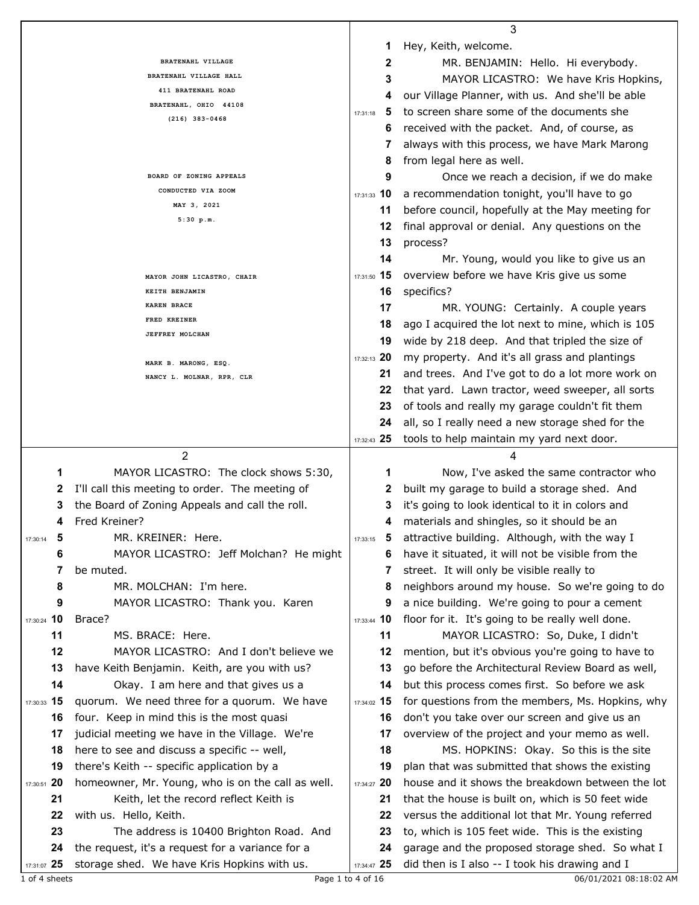BRATENAHL VILLAGE
BRATENAHL VILLAGE HALL
411 BRATENAHL ROAD
BRATENAHL, OHIO 44108
(216) 383-0468

BOARD OF ZONING APPEALS
CONDUCTED VIA ZOOM
MAY 3, 2021
5:30 p.m.

MAYOR JOHN LICASTRO, CHAIR
KEITH BENJAMIN
KAREN BRACE
FRED KREINER
JEFFREY MOLCHAN

MARK B. MARONG, ESQ.
NANCY L. MOLNAR, RPR, CLR

---

2

1 MAYOR LICASTRO: The clock shows 5:30,
2 I'll call this meeting to order. The meeting of
3 the Board of Zoning Appeals and call the roll.
4 Fred Kreiner?
5 MR. KREINER: Here.
6 MAYOR LICASTRO: Jeff Molchan? He might
7 be muted.
8 MR. MOLCHAN: I'm here.
9 MAYOR LICASTRO: Thank you. Karen
10 Brace?
11 MS. BRACE: Here.
12 MAYOR LICASTRO: And I don't believe we
13 have Keith Benjamin. Keith, are you with us?
14 Okay. I am here and that gives us a
15 quorum. We need three for a quorum. We have
16 four. Keep in mind this is the most quasi
17 judicial meeting we have in the Village. We're
18 here to see and discuss a specific -- well,
19 there's Keith -- specific application by a
20 homeowner, Mr. Young, who is on the call as well.
21 Keith, let the record reflect Keith is
22 with us. Hello, Keith.
23 The address is 10400 Brighton Road. And
24 the request, it's a request for a variance for a
25 storage shed. We have Kris Hopkins with us.

---

3

1 Hey, Keith, welcome.
2 MR. BENJAMIN: Hello. Hi everybody.
3 MAYOR LICASTRO: We have Kris Hopkins,
4 our Village Planner, with us. And she'll be able
5 to screen share some of the documents she
6 received with the packet. And, of course, as
7 always with this process, we have Mark Marong
8 from legal here as well.
9 Once we reach a decision, if we do make
10 a recommendation tonight, you'll have to go
11 before council, hopefully at the May meeting for
12 final approval or denial. Any questions on the
13 process?
14 Mr. Young, would you like to give us an
15 overview before we have Kris give us some
16 specifics?
17 MR. YOUNG: Certainly. A couple years
18 ago I acquired the lot next to mine, which is 105
19 wide by 218 deep. And that tripled the size of
20 my property. And it's all grass and plantings
21 and trees. And I've got to do a lot more work on
22 that yard. Lawn tractor, weed sweeper, all sorts
23 of tools and really my garage couldn't fit them
24 all, so I really need a new storage shed for the
25 tools to help maintain my yard next door.

---

4

1 Now, I've asked the same contractor who
2 built my garage to build a storage shed. And
3 it's going to look identical to it in colors and
4 materials and shingles, so it should be an
5 attractive building. Although, with the way I
6 have it situated, it will not be visible from the
7 street. It will only be visible really to
8 neighbors around my house. So we're going to do
9 a nice building. We're going to pour a cement
10 floor for it. It's going to be really well done.
11 MAYOR LICASTRO: So, Duke, I didn't
12 mention, but it's obvious you're going to have to
13 go before the Architectural Review Board as well,
14 but this process comes first. So before we ask
15 for questions from the members, Ms. Hopkins, why
16 don't you take over our screen and give us an
17 overview of the project and your memo as well.
18 MS. HOPKINS: Okay. So this is the site
19 plan that was submitted that shows the existing
20 house and it shows the breakdown between the lot
21 that the house is built on, which is 50 feet wide
22 versus the additional lot that Mr. Young referred
23 to, which is 105 feet wide. This is the existing
24 garage and the proposed storage shed. So what I
25 did then is I also -- I took his drawing and I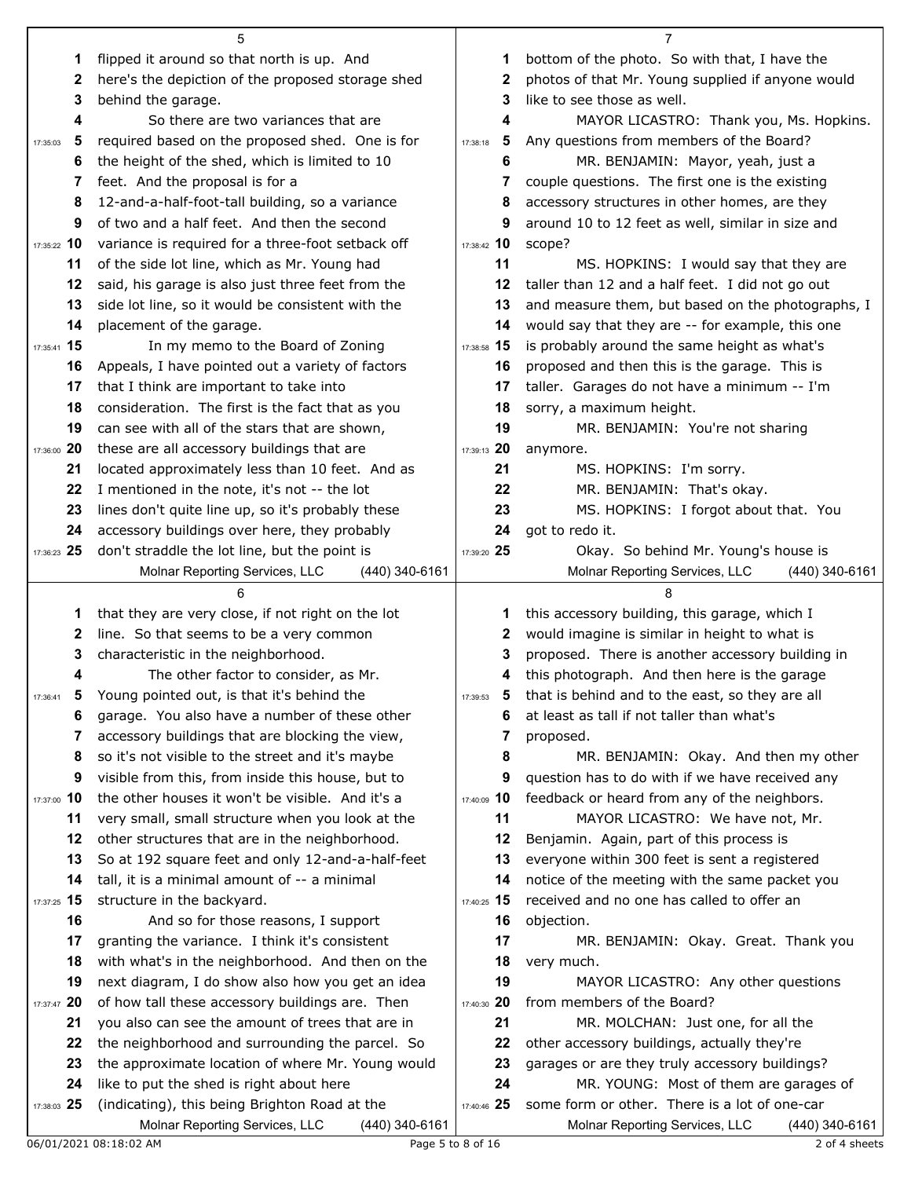flipped it around so that north is up. And here's the depiction of the proposed storage shed behind the garage.

So there are two variances that are required based on the proposed shed. One is for the height of the shed, which is limited to 10 feet. And the proposal is for a 12-and-a-half-foot-tall building, so a variance of two and a half feet. And then the second variance is required for a three-foot setback off of the side lot line, which as Mr. Young had said, his garage is also just three feet from the side lot line, so it would be consistent with the placement of the garage.

In my memo to the Board of Zoning Appeals, I have pointed out a variety of factors that I think are important to take into consideration. The first is the fact that as you can see with all of the stars that are shown, these are all accessory buildings that are located approximately less than 10 feet. And as I mentioned in the note, it's not -- the lot lines don't quite line up, so it's probably these accessory buildings over here, they probably don't straddle the lot line, but the point is that they are very close, if not right on the lot line. So that seems to be a very common characteristic in the neighborhood.

The other factor to consider, as Mr. Young pointed out, is that it's behind the garage. You also have a number of these other accessory buildings that are blocking the view, so it's not visible to the street and it's maybe visible from this, from inside this house, but to the other houses it won't be visible. And it's a very small, small structure when you look at the other structures that are in the neighborhood. So at 192 square feet and only 12-and-a-half-feet tall, it is a minimal amount of -- a minimal structure in the backyard.

And so for those reasons, I support granting the variance. I think it's consistent with what's in the neighborhood. And then on the next diagram, I do show also how you get an idea of how tall these accessory buildings are. Then you also can see the amount of trees that are in the neighborhood and surrounding the parcel. So the approximate location of where Mr. Young would like to put the shed is right about here (indicating), this being Brighton Road at the bottom of the photo. So with that, I have the photos of that Mr. Young supplied if anyone would like to see those as well.

MAYOR LICASTRO: Thank you, Ms. Hopkins. Any questions from members of the Board?

MR. BENJAMIN: Mayor, yeah, just a couple questions. The first one is the existing accessory structures in other homes, are they around 10 to 12 feet as well, similar in size and scope?

MS. HOPKINS: I would say that they are taller than 12 and a half feet. I did not go out and measure them, but based on the photographs, I would say that they are -- for example, this one is probably around the same height as what's proposed and then this is the garage. This is taller. Garages do not have a minimum -- I'm sorry, a maximum height.

MR. BENJAMIN: You're not sharing anymore.

MS. HOPKINS: I'm sorry.

MR. BENJAMIN: That's okay.

MS. HOPKINS: I forgot about that. You got to redo it.

Okay. So behind Mr. Young's house is this accessory building, this garage, which I would imagine is similar in height to what is proposed. There is another accessory building in this photograph. And then here is the garage that is behind and to the east, so they are all at least as tall if not taller than what's proposed.

MR. BENJAMIN: Okay. And then my other question has to do with if we have received any feedback or heard from any of the neighbors.

MAYOR LICASTRO: We have not, Mr. Benjamin. Again, part of this process is everyone within 300 feet is sent a registered notice of the meeting with the same packet you received and no one has called to offer an objection.

MR. BENJAMIN: Okay. Great. Thank you very much.

MAYOR LICASTRO: Any other questions from members of the Board?

MR. MOLCHAN: Just one, for all the other accessory buildings, actually they're garages or are they truly accessory buildings?

MR. YOUNG: Most of them are garages of some form or other. There is a lot of one-car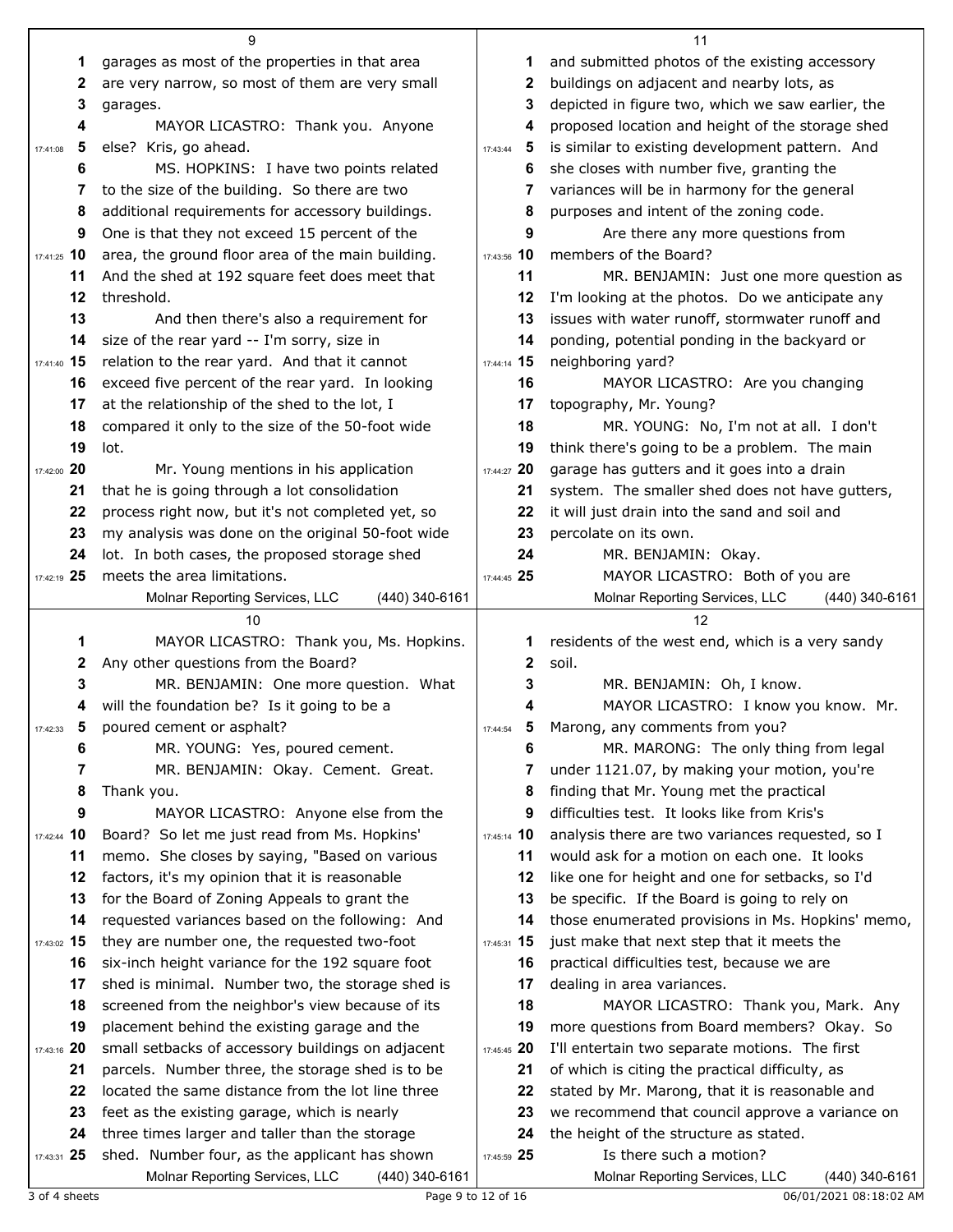garages as most of the properties in that area are very narrow, so most of them are very small garages.

MAYOR LICASTRO: Thank you. Anyone else? Kris, go ahead.

MS. HOPKINS: I have two points related to the size of the building. So there are two additional requirements for accessory buildings. One is that they not exceed 15 percent of the area, the ground floor area of the main building. And the shed at 192 square feet does meet that threshold.

And then there's also a requirement for size of the rear yard -- I'm sorry, size in relation to the rear yard. And that it cannot exceed five percent of the rear yard. In looking at the relationship of the shed to the lot, I compared it only to the size of the 50-foot wide lot.

Mr. Young mentions in his application that he is going through a lot consolidation process right now, but it's not completed yet, so my analysis was done on the original 50-foot wide lot. In both cases, the proposed storage shed meets the area limitations.

MAYOR LICASTRO: Thank you, Ms. Hopkins. Any other questions from the Board?

MR. BENJAMIN: One more question. What will the foundation be? Is it going to be a poured cement or asphalt?

MR. YOUNG: Yes, poured cement.

MR. BENJAMIN: Okay. Cement. Great. Thank you.

MAYOR LICASTRO: Anyone else from the Board? So let me just read from Ms. Hopkins' memo. She closes by saying, "Based on various factors, it's my opinion that it is reasonable for the Board of Zoning Appeals to grant the requested variances based on the following: And they are number one, the requested two-foot six-inch height variance for the 192 square foot shed is minimal. Number two, the storage shed is screened from the neighbor's view because of its placement behind the existing garage and the small setbacks of accessory buildings on adjacent parcels. Number three, the storage shed is to be located the same distance from the lot line three feet as the existing garage, which is nearly three times larger and taller than the storage shed. Number four, as the applicant has shown and submitted photos of the existing accessory buildings on adjacent and nearby lots, as depicted in figure two, which we saw earlier, the proposed location and height of the storage shed is similar to existing development pattern. And she closes with number five, granting the variances will be in harmony for the general purposes and intent of the zoning code.

Are there any more questions from members of the Board?

MR. BENJAMIN: Just one more question as I'm looking at the photos. Do we anticipate any issues with water runoff, stormwater runoff and ponding, potential ponding in the backyard or neighboring yard?

MAYOR LICASTRO: Are you changing topography, Mr. Young?

MR. YOUNG: No, I'm not at all. I don't think there's going to be a problem. The main garage has gutters and it goes into a drain system. The smaller shed does not have gutters, it will just drain into the sand and soil and percolate on its own.

MR. BENJAMIN: Okay.

MAYOR LICASTRO: Both of you are residents of the west end, which is a very sandy soil.

MR. BENJAMIN: Oh, I know.

MAYOR LICASTRO: I know you know. Mr. Marong, any comments from you?

MR. MARONG: The only thing from legal under 1121.07, by making your motion, you're finding that Mr. Young met the practical difficulties test. It looks like from Kris's analysis there are two variances requested, so I would ask for a motion on each one. It looks like one for height and one for setbacks, so I'd be specific. If the Board is going to rely on those enumerated provisions in Ms. Hopkins' memo, just make that next step that it meets the practical difficulties test, because we are dealing in area variances.

MAYOR LICASTRO: Thank you, Mark. Any more questions from Board members? Okay. So I'll entertain two separate motions. The first of which is citing the practical difficulty, as stated by Mr. Marong, that it is reasonable and we recommend that council approve a variance on the height of the structure as stated.

Is there such a motion?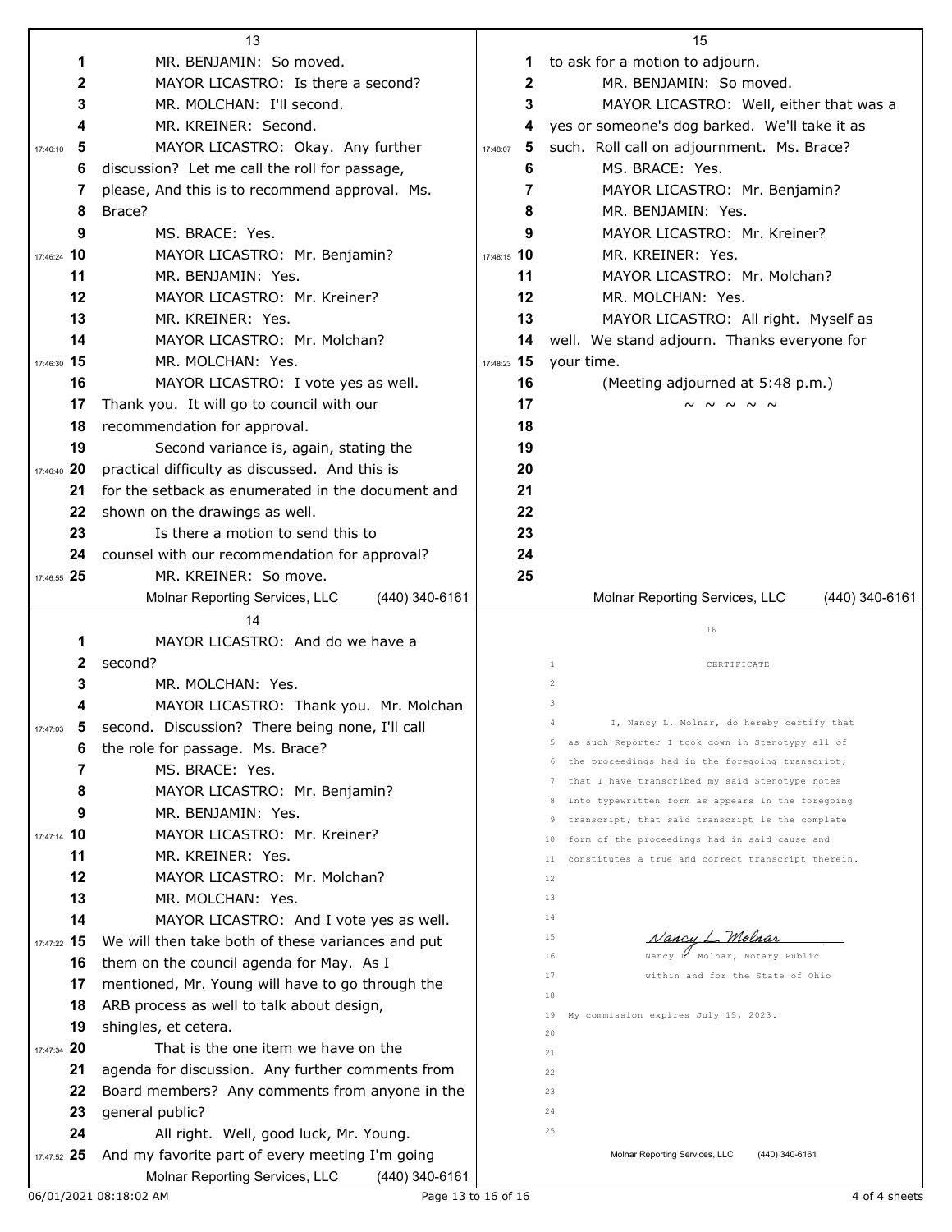MR. BENJAMIN: So moved.

MAYOR LICASTRO: Is there a second?

MR. MOLCHAN: I'll second.

MR. KREINER: Second.

MAYOR LICASTRO: Okay. Any further discussion? Let me call the roll for passage, please, And this is to recommend approval. Ms. Brace?

MS. BRACE: Yes.

MAYOR LICASTRO: Mr. Benjamin?

MR. BENJAMIN: Yes.

MAYOR LICASTRO: Mr. Kreiner?

MR. KREINER: Yes.

MAYOR LICASTRO: Mr. Molchan?

MR. MOLCHAN: Yes.

MAYOR LICASTRO: I vote yes as well. Thank you. It will go to council with our recommendation for approval.

Second variance is, again, stating the practical difficulty as discussed. And this is for the setback as enumerated in the document and shown on the drawings as well.

Is there a motion to send this to counsel with our recommendation for approval?

MR. KREINER: So move.

MAYOR LICASTRO: And do we have a second?

MR. MOLCHAN: Yes.

MAYOR LICASTRO: Thank you. Mr. Molchan second. Discussion? There being none, I'll call the role for passage. Ms. Brace?

MS. BRACE: Yes.

MAYOR LICASTRO: Mr. Benjamin?

MR. BENJAMIN: Yes.

MAYOR LICASTRO: Mr. Kreiner?

MR. KREINER: Yes.

MAYOR LICASTRO: Mr. Molchan?

MR. MOLCHAN: Yes.

MAYOR LICASTRO: And I vote yes as well. We will then take both of these variances and put them on the council agenda for May. As I mentioned, Mr. Young will have to go through the ARB process as well to talk about design, shingles, et cetera.

That is the one item we have on the agenda for discussion. Any further comments from Board members? Any comments from anyone in the general public?

All right. Well, good luck, Mr. Young. And my favorite part of every meeting I'm going to ask for a motion to adjourn.

MR. BENJAMIN: So moved.

MAYOR LICASTRO: Well, either that was a yes or someone's dog barked. We'll take it as such. Roll call on adjournment. Ms. Brace?

MS. BRACE: Yes.

MAYOR LICASTRO: Mr. Benjamin?

MR. BENJAMIN: Yes.

MAYOR LICASTRO: Mr. Kreiner?

MR. KREINER: Yes.

MAYOR LICASTRO: Mr. Molchan?

MR. MOLCHAN: Yes.

MAYOR LICASTRO: All right. Myself as well. We stand adjourn. Thanks everyone for your time.

(Meeting adjourned at 5:48 p.m.)

~ ~ ~ ~ ~

## CERTIFICATE

I, Nancy L. Molnar, do hereby certify that as such Reporter I took down in Stenotypy all of the proceedings had in the foregoing transcript; that I have transcribed my said Stenotype notes into typewritten form as appears in the foregoing transcript; that said transcript is the complete form of the proceedings had in said cause and constitutes a true and correct transcript therein.

*Nancy L. Molnar*

Nancy L. Molnar, Notary Public
within and for the State of Ohio

My commission expires July 15, 2023.